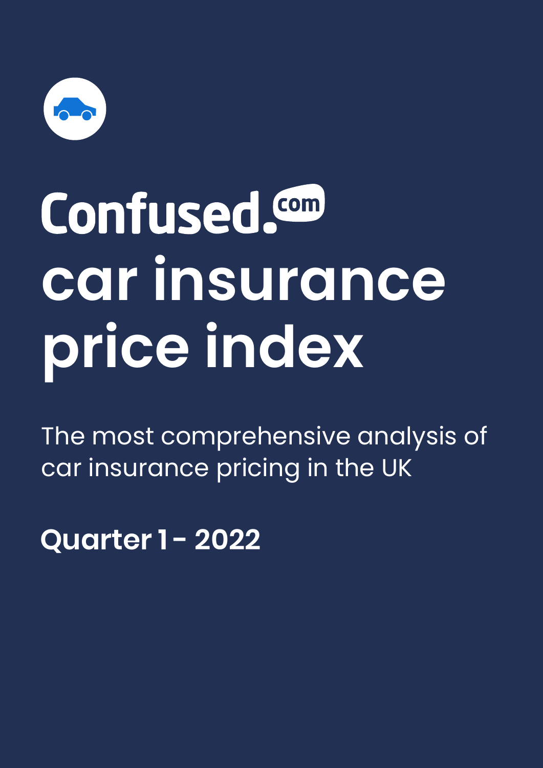# Confused.com car insurance price index

The most comprehensive analysis of car insurance pricing in the UK

**Quarter 1 - 2022**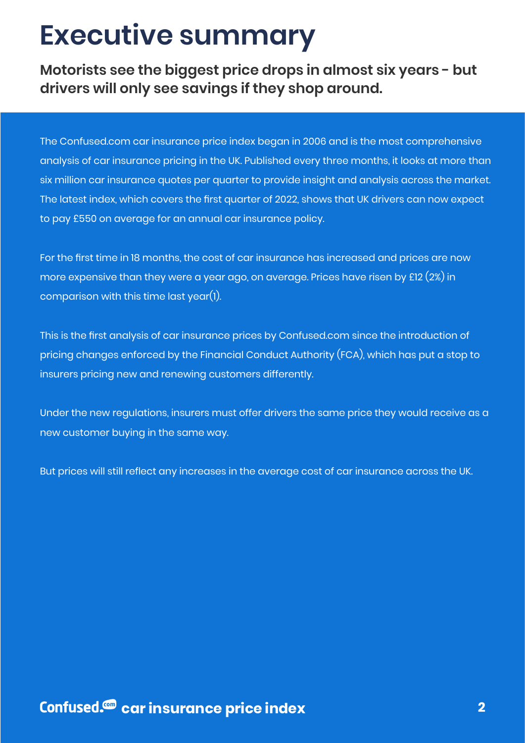# Executive summary

**Motorists see the biggest price drops in almost six years - but drivers will only see savings if they shop around.**

The Confused.com car insurance price index began in 2006 and is the most comprehensive analysis of car insurance pricing in the UK. Published every three months, it looks at more than six million car insurance quotes per quarter to provide insight and analysis across the market. The latest index, which covers the first quarter of 2022, shows that UK drivers can now expect to pay £550 on average for an annual car insurance policy.

For the first time in 18 months, the cost of car insurance has increased and prices are now more expensive than they were a year ago, on average. Prices have risen by £12 (2%) in comparison with this time last year(1).

This is the first analysis of car insurance prices by Confused.com since the introduction of pricing changes enforced by the Financial Conduct Authority (FCA), which has put a stop to insurers pricing new and renewing customers differently.

Under the new regulations, insurers must offer drivers the same price they would receive as a new customer buying in the same way.

But prices will still reflect any increases in the average cost of car insurance across the UK.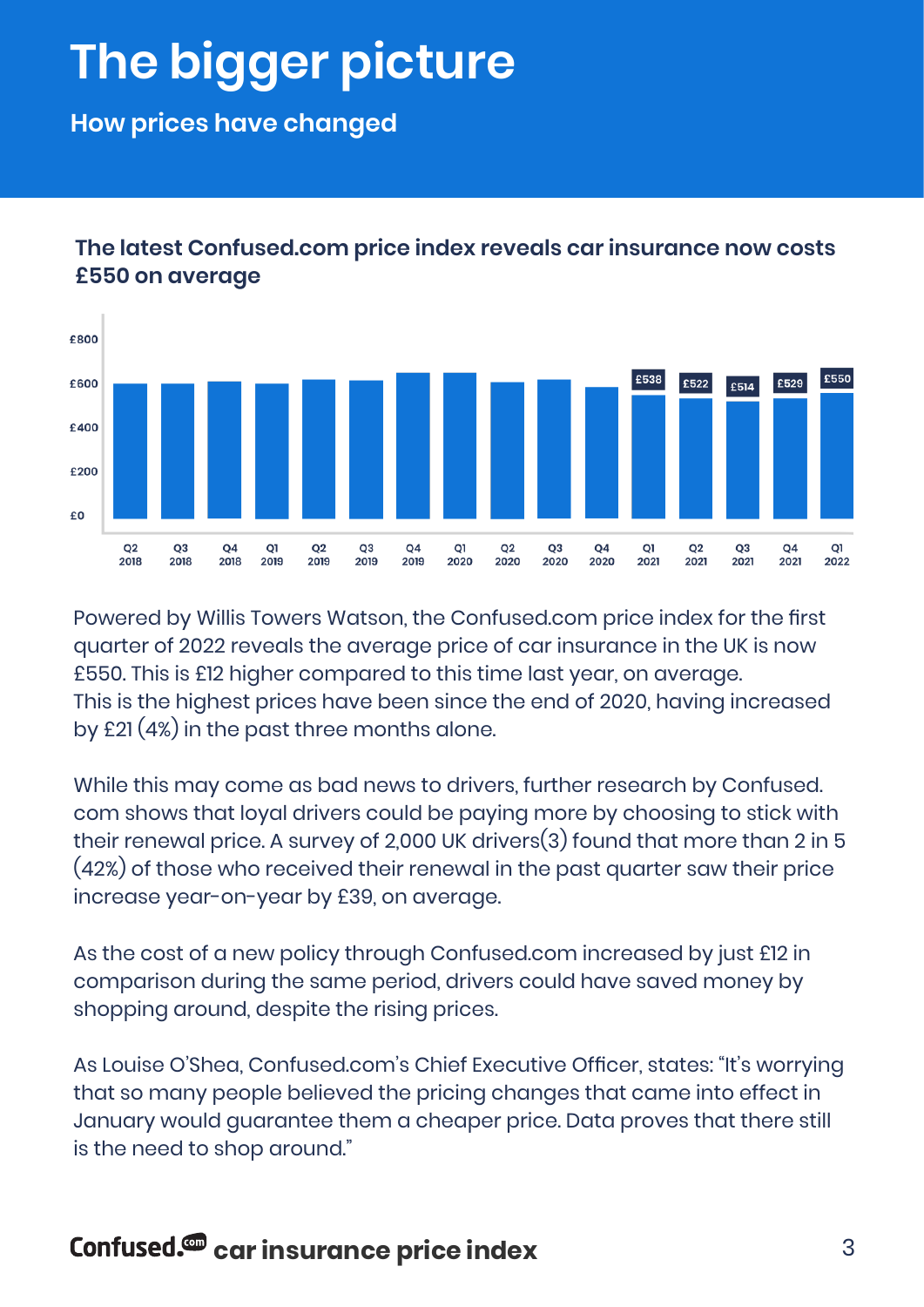# The bigger picture

## How prices have changed

### The latest Confused.com price index reveals car insurance now costs £550 on average

Powered by Willis Towers Watson, the Confused.com price index for the first quarter of 2022 reveals the average price of car insurance in the UK is now £550. This is £12 higher compared to this time last year, on average. This is the highest prices have been since the end of 2020, having increased by £21 (4%) in the past three months alone.

While this may come as bad news to drivers, further research by Confused.com shows that loyal drivers could be paying more by choosing to stick with their renewal price. A survey of 2,000 UK drivers(3) found that more than 2 in 5 (42%) of those who received their renewal in the past quarter saw their price increase year-on-year by £39, on average.

As the cost of a new policy through Confused.com increased by just £12 in comparison during the same period, drivers could have saved money by shopping around, despite the rising prices.

As Louise O'Shea, Confused.com's Chief Executive Officer, states: "It's worrying that so many people believed the pricing changes that came into effect in January would guarantee them a cheaper price. Data proves that there still is the need to shop around."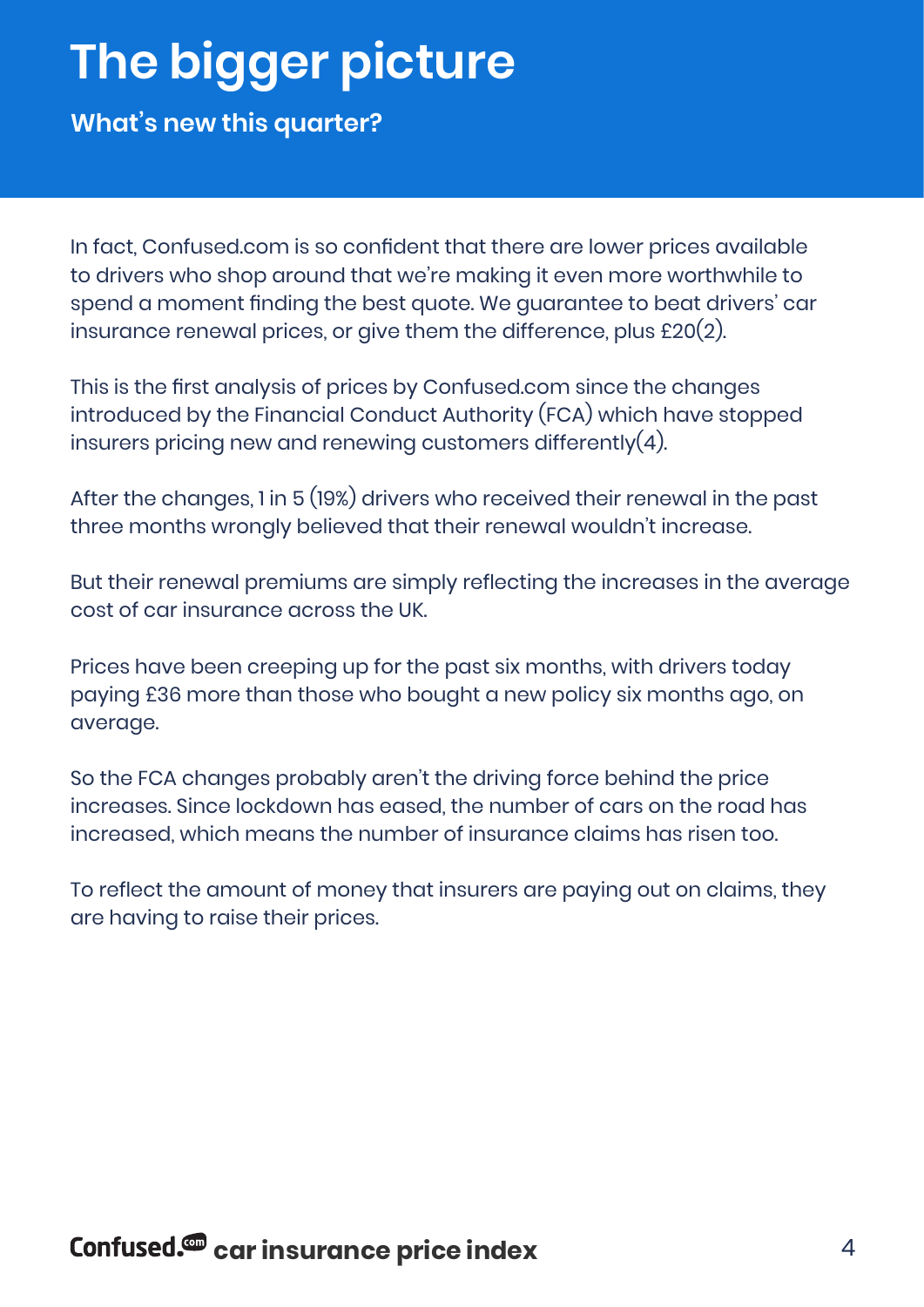# The bigger picture

## What's new this quarter?

In fact, Confused.com is so confident that there are lower prices available to drivers who shop around that we're making it even more worthwhile to spend a moment finding the best quote. We guarantee to beat drivers' car insurance renewal prices, or give them the difference, plus £20(2).

This is the first analysis of prices by Confused.com since the changes introduced by the Financial Conduct Authority (FCA) which have stopped insurers pricing new and renewing customers differently(4).

After the changes, 1 in 5 (19%) drivers who received their renewal in the past three months wrongly believed that their renewal wouldn't increase.

But their renewal premiums are simply reflecting the increases in the average cost of car insurance across the UK.

Prices have been creeping up for the past six months, with drivers today paying £36 more than those who bought a new policy six months ago, on average.

So the FCA changes probably aren't the driving force behind the price increases. Since lockdown has eased, the number of cars on the road has increased, which means the number of insurance claims has risen too.

To reflect the amount of money that insurers are paying out on claims, they are having to raise their prices.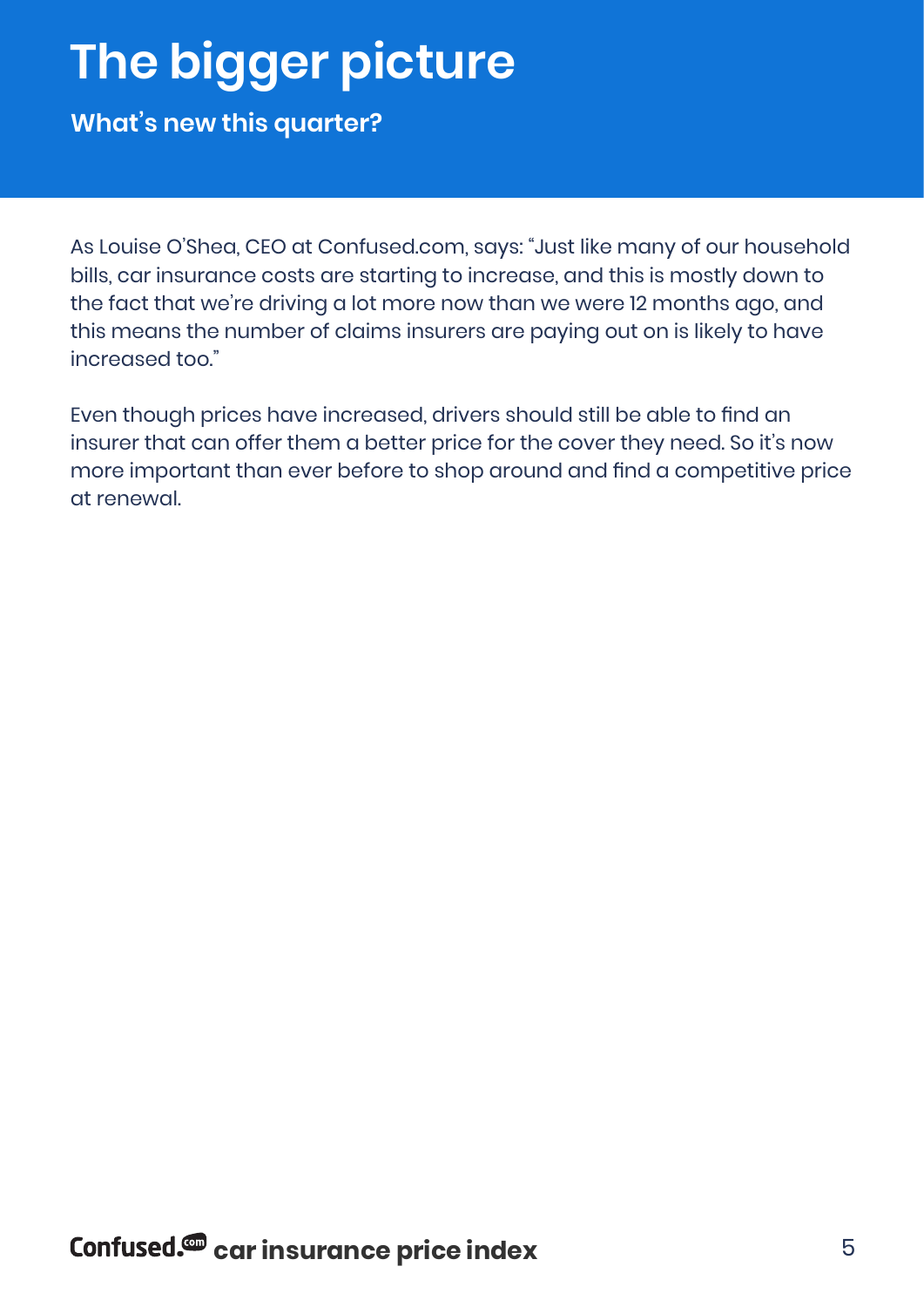# The bigger picture

## What's new this quarter?

As Louise O'Shea, CEO at Confused.com, says: "Just like many of our household bills, car insurance costs are starting to increase, and this is mostly down to the fact that we're driving a lot more now than we were 12 months ago, and this means the number of claims insurers are paying out on is likely to have increased too."

Even though prices have increased, drivers should still be able to find an insurer that can offer them a better price for the cover they need. So it's now more important than ever before to shop around and find a competitive price at renewal.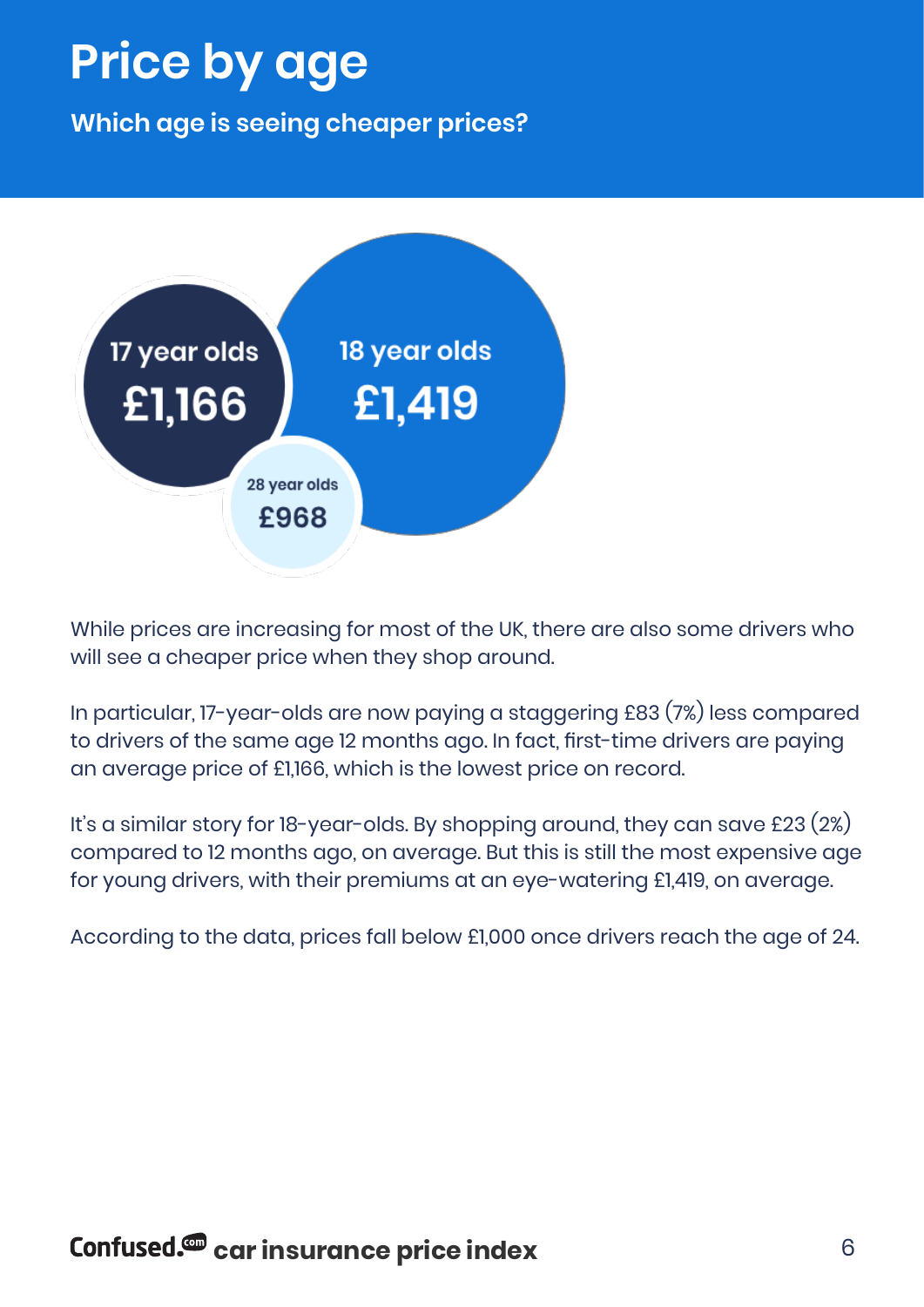# Price by age

**Which age is seeing cheaper prices?**

17 year olds
£1,166

18 year olds
£1,419

28 year olds
£968

While prices are increasing for most of the UK, there are also some drivers who will see a cheaper price when they shop around.

In particular, 17-year-olds are now paying a staggering £83 (7%) less compared to drivers of the same age 12 months ago. In fact, first-time drivers are paying an average price of £1,166, which is the lowest price on record.

It's a similar story for 18-year-olds. By shopping around, they can save £23 (2%) compared to 12 months ago, on average. But this is still the most expensive age for young drivers, with their premiums at an eye-watering £1,419, on average.

According to the data, prices fall below £1,000 once drivers reach the age of 24.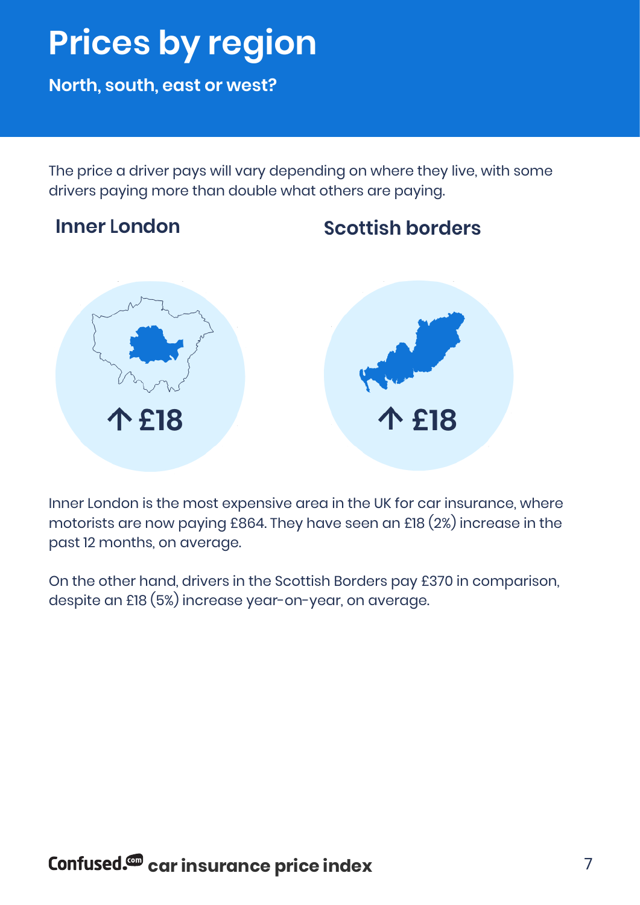# Prices by region

**North, south, east or west?**

The price a driver pays will vary depending on where they live, with some drivers paying more than double what others are paying.

### Inner London

**↑ £18**

### Scottish borders

**↑ £18**

Inner London is the most expensive area in the UK for car insurance, where motorists are now paying £864. They have seen an £18 (2%) increase in the past 12 months, on average.

On the other hand, drivers in the Scottish Borders pay £370 in comparison, despite an £18 (5%) increase year-on-year, on average.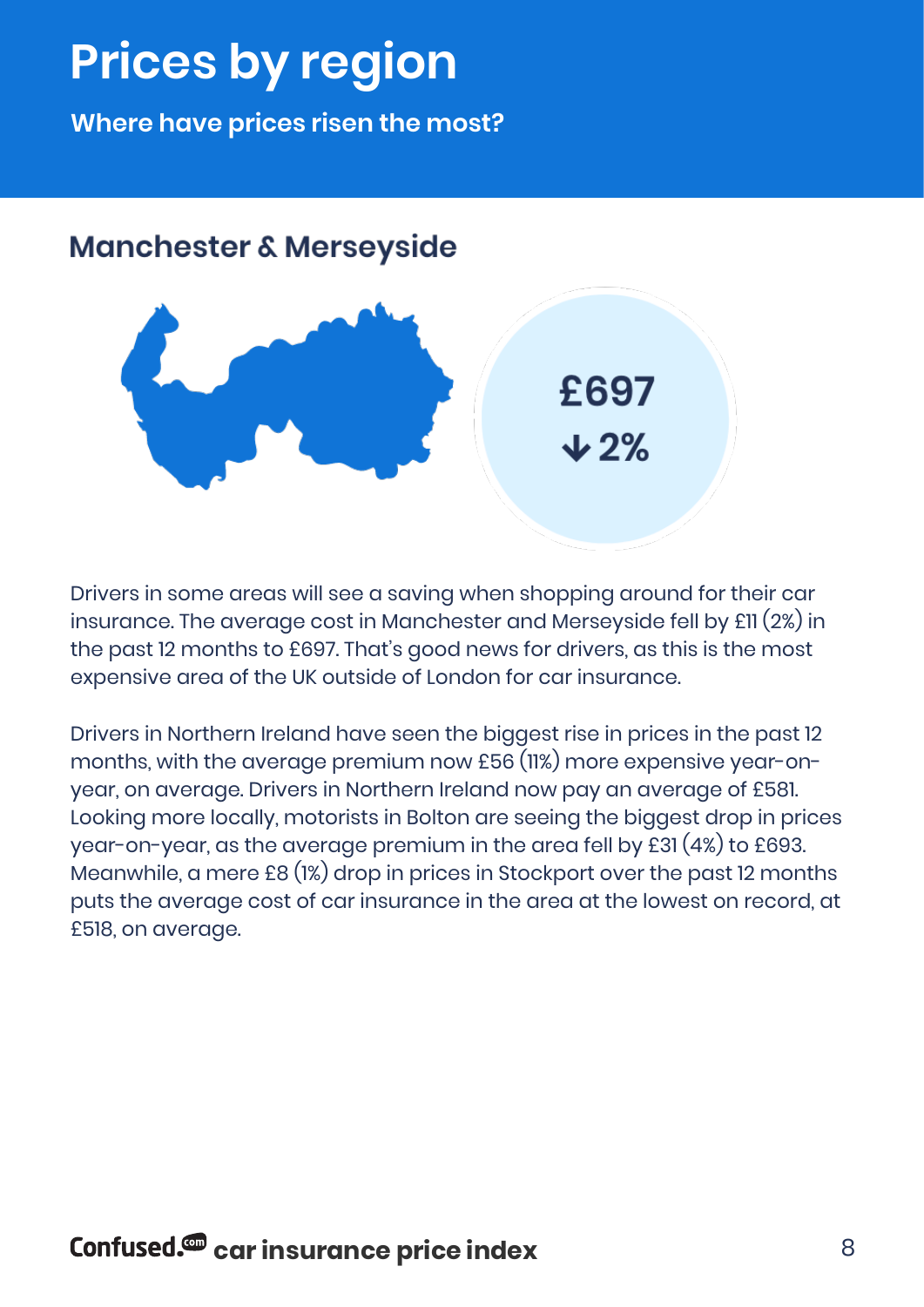# Prices by region

**Where have prices risen the most?**

## Manchester & Merseyside

£697

↓ 2%

Drivers in some areas will see a saving when shopping around for their car insurance. The average cost in Manchester and Merseyside fell by £11 (2%) in the past 12 months to £697. That's good news for drivers, as this is the most expensive area of the UK outside of London for car insurance.

Drivers in Northern Ireland have seen the biggest rise in prices in the past 12 months, with the average premium now £56 (11%) more expensive year-on-year, on average. Drivers in Northern Ireland now pay an average of £581. Looking more locally, motorists in Bolton are seeing the biggest drop in prices year-on-year, as the average premium in the area fell by £31 (4%) to £693. Meanwhile, a mere £8 (1%) drop in prices in Stockport over the past 12 months puts the average cost of car insurance in the area at the lowest on record, at £518, on average.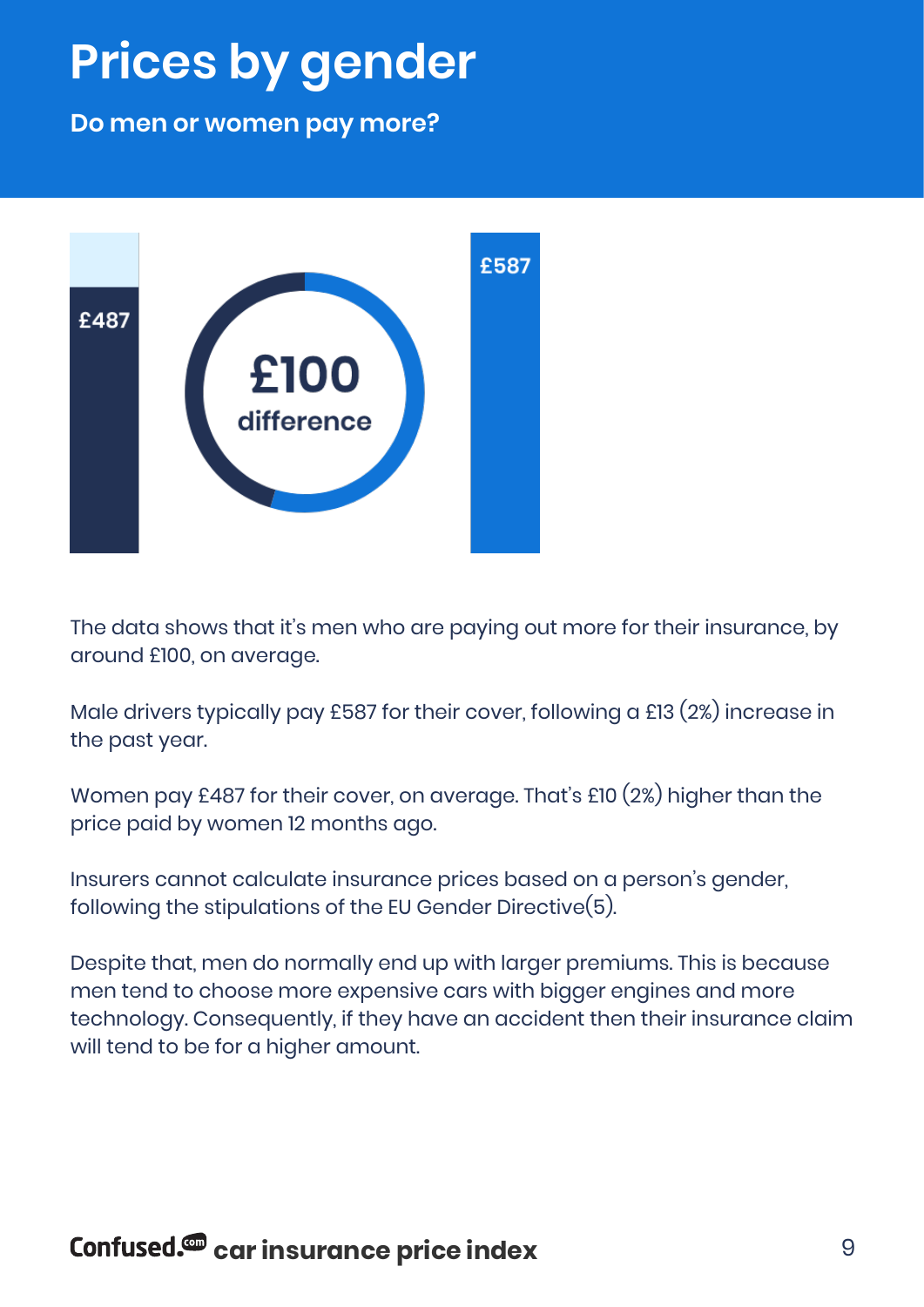# Prices by gender

**Do men or women pay more?**

£487

£100 difference

£587

The data shows that it's men who are paying out more for their insurance, by around £100, on average.

Male drivers typically pay £587 for their cover, following a £13 (2%) increase in the past year.

Women pay £487 for their cover, on average. That's £10 (2%) higher than the price paid by women 12 months ago.

Insurers cannot calculate insurance prices based on a person's gender, following the stipulations of the EU Gender Directive(5).

Despite that, men do normally end up with larger premiums. This is because men tend to choose more expensive cars with bigger engines and more technology. Consequently, if they have an accident then their insurance claim will tend to be for a higher amount.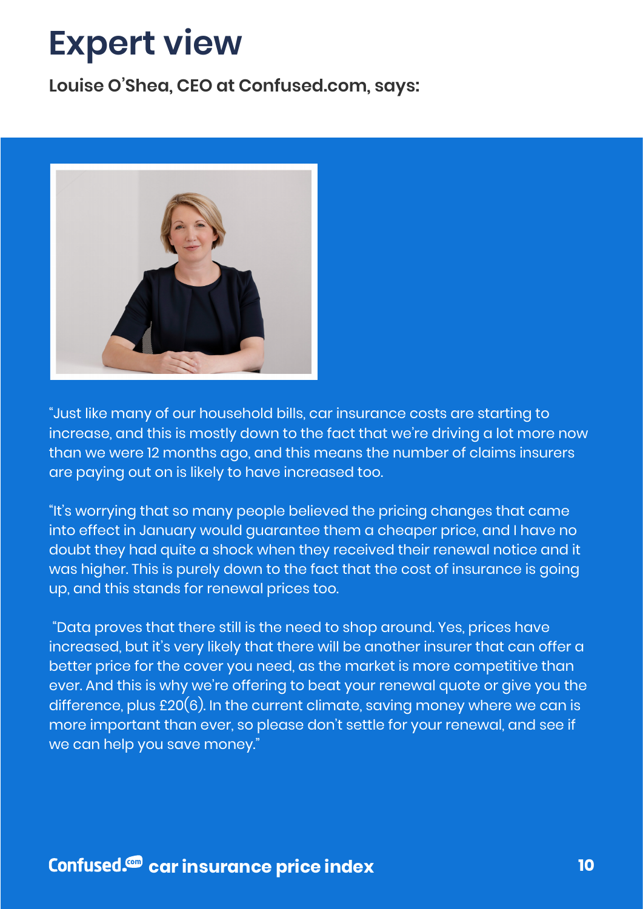# Expert view

**Louise O'Shea, CEO at Confused.com, says:**

"Just like many of our household bills, car insurance costs are starting to increase, and this is mostly down to the fact that we're driving a lot more now than we were 12 months ago, and this means the number of claims insurers are paying out on is likely to have increased too.

"It's worrying that so many people believed the pricing changes that came into effect in January would guarantee them a cheaper price, and I have no doubt they had quite a shock when they received their renewal notice and it was higher. This is purely down to the fact that the cost of insurance is going up, and this stands for renewal prices too.

"Data proves that there still is the need to shop around. Yes, prices have increased, but it's very likely that there will be another insurer that can offer a better price for the cover you need, as the market is more competitive than ever. And this is why we're offering to beat your renewal quote or give you the difference, plus £20(6). In the current climate, saving money where we can is more important than ever, so please don't settle for your renewal, and see if we can help you save money."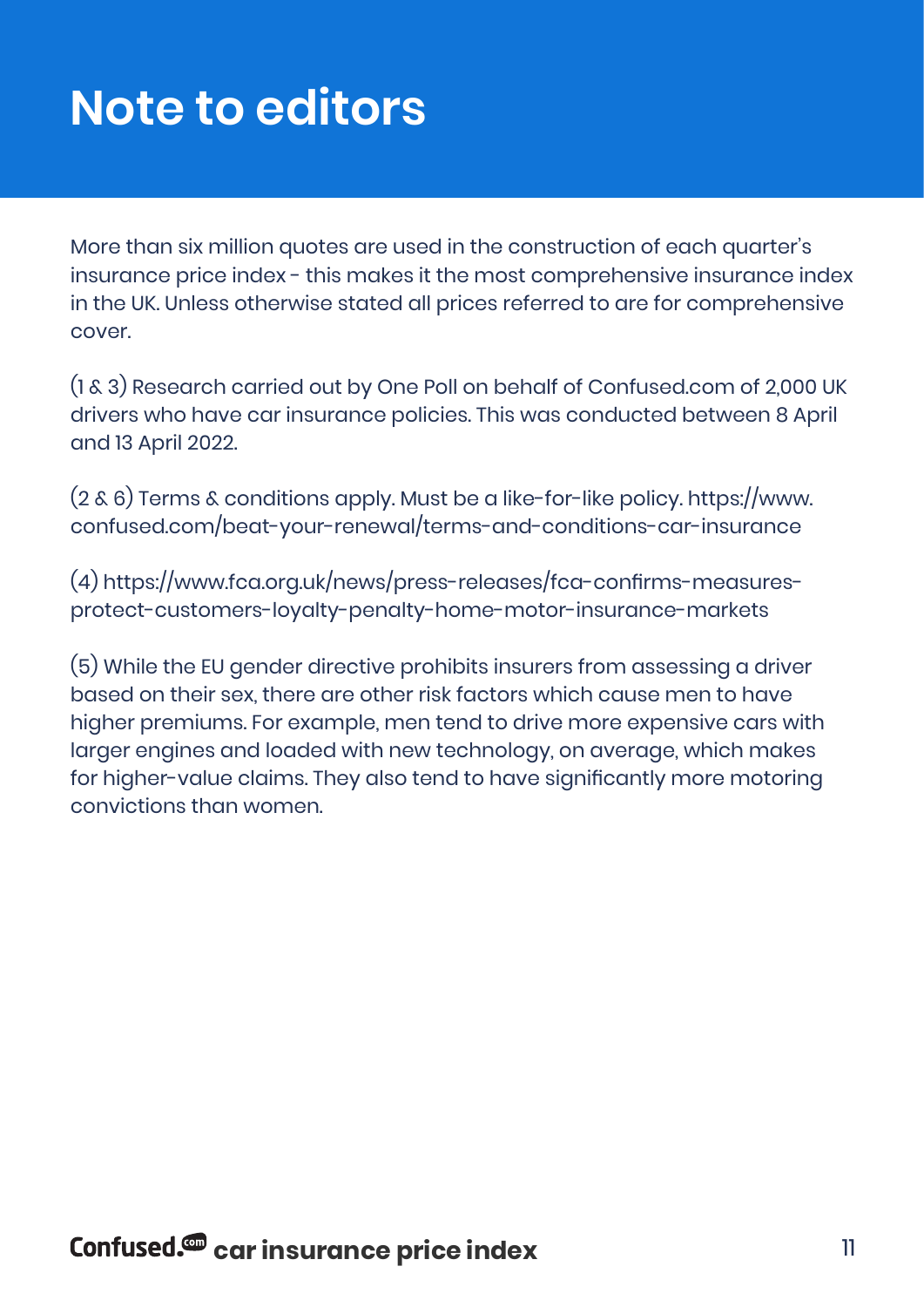# Note to editors

More than six million quotes are used in the construction of each quarter's insurance price index - this makes it the most comprehensive insurance index in the UK. Unless otherwise stated all prices referred to are for comprehensive cover.

(1 & 3) Research carried out by One Poll on behalf of Confused.com of 2,000 UK drivers who have car insurance policies. This was conducted between 8 April and 13 April 2022.

(2 & 6) Terms & conditions apply. Must be a like-for-like policy. https://www.confused.com/beat-your-renewal/terms-and-conditions-car-insurance

(4) https://www.fca.org.uk/news/press-releases/fca-confirms-measures-protect-customers-loyalty-penalty-home-motor-insurance-markets

(5) While the EU gender directive prohibits insurers from assessing a driver based on their sex, there are other risk factors which cause men to have higher premiums. For example, men tend to drive more expensive cars with larger engines and loaded with new technology, on average, which makes for higher-value claims. They also tend to have significantly more motoring convictions than women.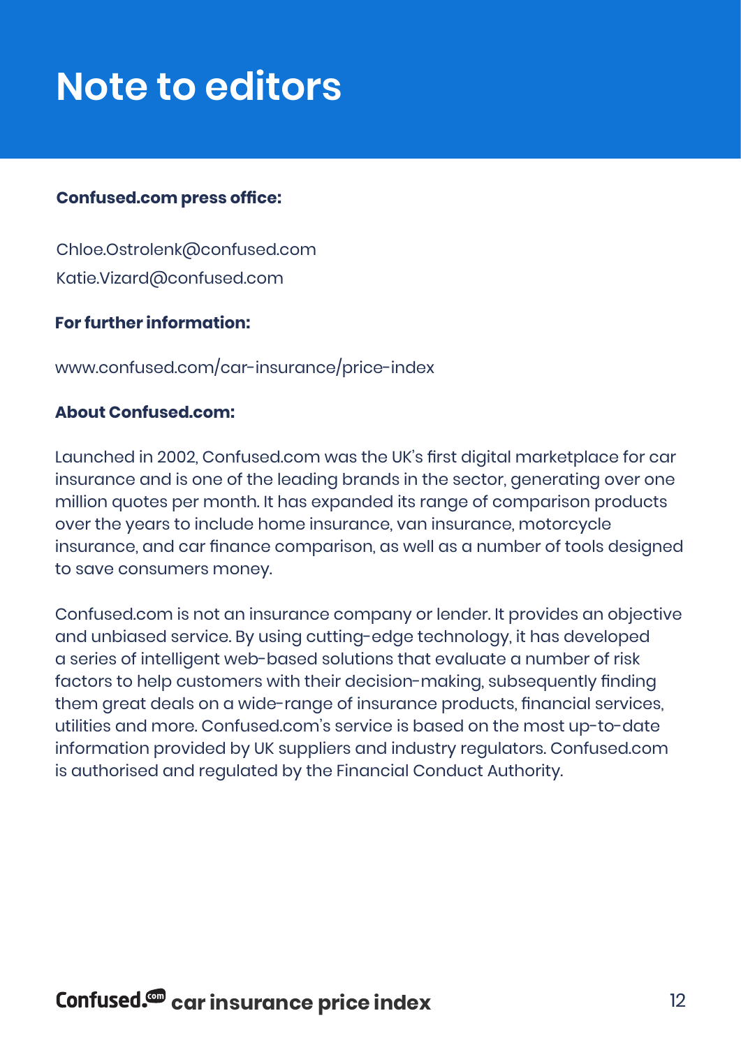# Note to editors

**Confused.com press office:**

Chloe.Ostrolenk@confused.com
Katie.Vizard@confused.com

**For further information:**

www.confused.com/car-insurance/price-index

**About Confused.com:**

Launched in 2002, Confused.com was the UK's first digital marketplace for car insurance and is one of the leading brands in the sector, generating over one million quotes per month. It has expanded its range of comparison products over the years to include home insurance, van insurance, motorcycle insurance, and car finance comparison, as well as a number of tools designed to save consumers money.

Confused.com is not an insurance company or lender. It provides an objective and unbiased service. By using cutting-edge technology, it has developed a series of intelligent web-based solutions that evaluate a number of risk factors to help customers with their decision-making, subsequently finding them great deals on a wide-range of insurance products, financial services, utilities and more. Confused.com's service is based on the most up-to-date information provided by UK suppliers and industry regulators. Confused.com is authorised and regulated by the Financial Conduct Authority.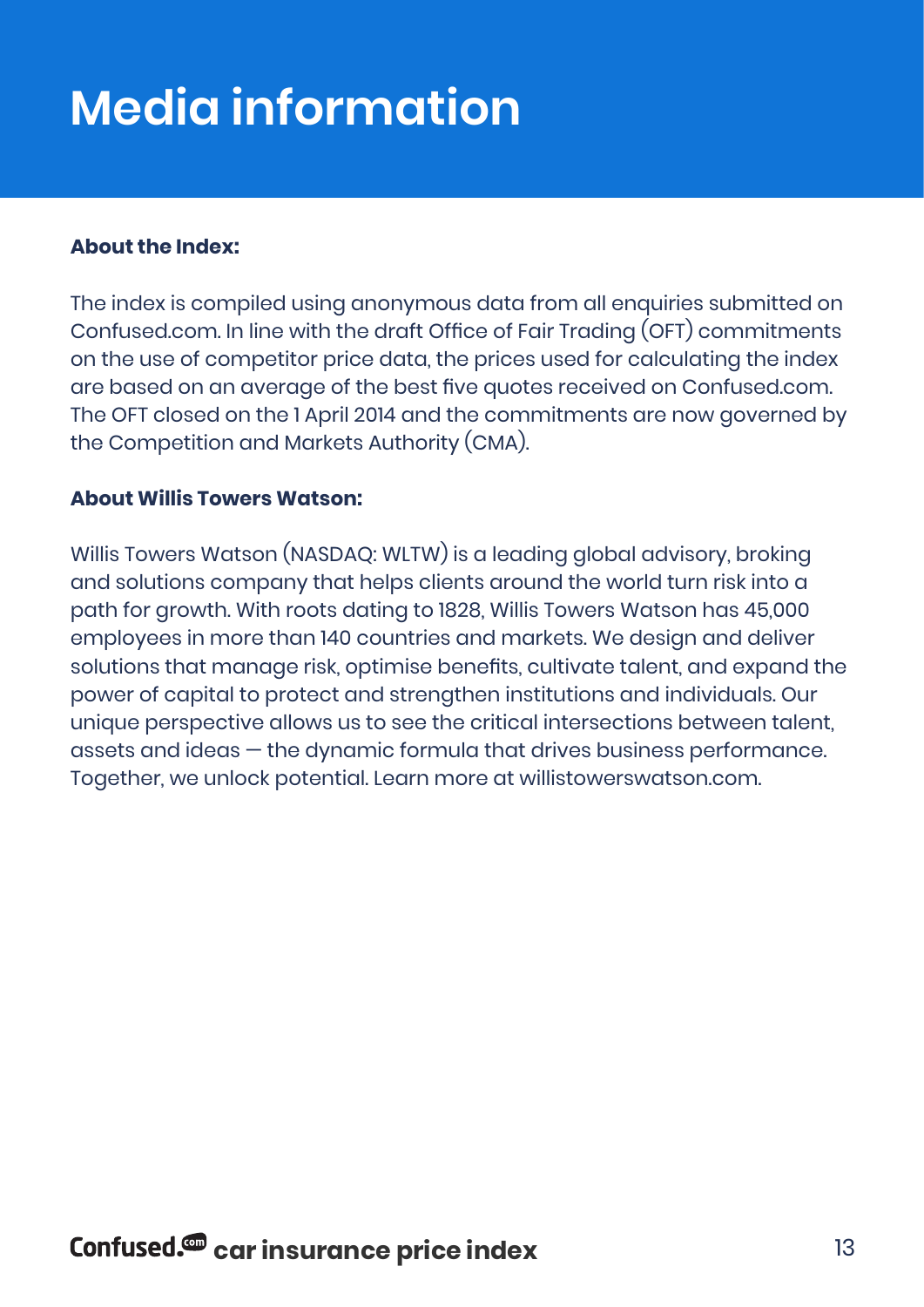# Media information

**About the Index:**

The index is compiled using anonymous data from all enquiries submitted on Confused.com. In line with the draft Office of Fair Trading (OFT) commitments on the use of competitor price data, the prices used for calculating the index are based on an average of the best five quotes received on Confused.com. The OFT closed on the 1 April 2014 and the commitments are now governed by the Competition and Markets Authority (CMA).

**About Willis Towers Watson:**

Willis Towers Watson (NASDAQ: WLTW) is a leading global advisory, broking and solutions company that helps clients around the world turn risk into a path for growth. With roots dating to 1828, Willis Towers Watson has 45,000 employees in more than 140 countries and markets. We design and deliver solutions that manage risk, optimise benefits, cultivate talent, and expand the power of capital to protect and strengthen institutions and individuals. Our unique perspective allows us to see the critical intersections between talent, assets and ideas — the dynamic formula that drives business performance. Together, we unlock potential. Learn more at willistowerswatson.com.